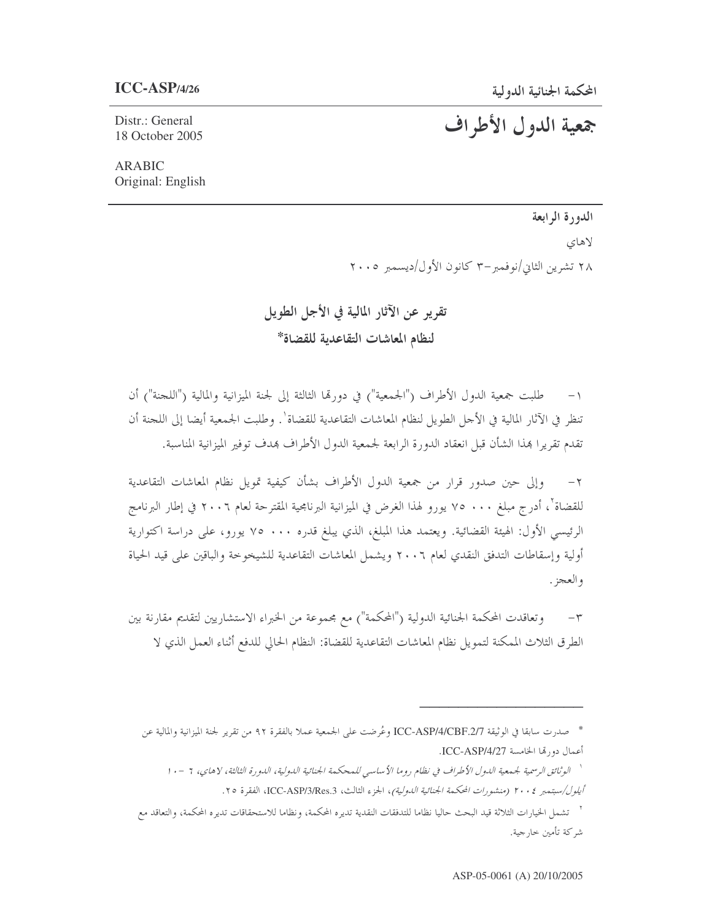**ICC-ASP/4/26**

Distr.: General
18 October 2005

ARABIC
Original: English

المحكمة الجنائية الدولية

# جمعية الدول الأطراف

**الدورة الرابعة**

لاهاي

٢٨ تشرين الثاني/نوفمبر–٣ كانون الأول/ديسمبر ٢٠٠٥

## تقرير عن الآثار المالية في الأجل الطويل لنظام المعاشات التقاعدية للقضاة*

١– طلبت جمعية الدول الأطراف ("الجمعية") في دورتها الثالثة إلى لجنة الميزانية والمالية ("اللجنة") أن تنظر في الآثار المالية في الأجل الطويل لنظام المعاشات التقاعدية للقضاة[1]. وطلبت الجمعية أيضا إلى اللجنة أن تقدم تقريرا بهذا الشأن قبل انعقاد الدورة الرابعة لجمعية الدول الأطراف بهدف توفير الميزانية المناسبة.

٢– وإلى حين صدور قرار من جمعية الدول الأطراف بشأن كيفية تمويل نظام المعاشات التقاعدية للقضاة[2]، أدرج مبلغ ٧٥٠٠٠ يورو لهذا الغرض في الميزانية البرنامجية المقترحة لعام ٢٠٠٦ في إطار البرنامج الرئيسي الأول: الهيئة القضائية. ويعتمد هذا المبلغ، الذي يبلغ قدره ٧٥٠٠٠ يورو، على دراسة اكتوارية أولية وإسقاطات التدفق النقدي لعام ٢٠٠٦ ويشمل المعاشات التقاعدية للشيخوخة والباقين على قيد الحياة والعجز.

٣– وتعاقدت المحكمة الجنائية الدولية ("المحكمة") مع مجموعة من الخبراء الاستشاريين لتقديم مقارنة بين الطرق الثلاث الممكنة لتمويل نظام المعاشات التقاعدية للقضاة: النظام الحالي للدفع أثناء العمل الذي لا

---

* صدرت سابقا في الوثيقة ICC-ASP/4/CBF.2/7 وعُرضت على الجمعية عملا بالفقرة ٩٢ من تقرير لجنة الميزانية والمالية عن أعمال دورتها الخامسة ICC-ASP/4/27.

[1] *الوثائق الرسمية لجمعية الدول الأطراف في نظام روما الأساسي للمحكمة الجنائية الدولية، الدورة الثالثة، لاهاي، ٦–١٠ أيلول/سبتمبر ٢٠٠٤ (منشورات المحكمة الجنائية الدولية)*، الجزء الثالث، ICC-ASP/3/Res.3، الفقرة ٢٥.

[2] تشمل الخيارات الثلاثة قيد البحث حاليا نظاما للتدفقات النقدية تديره المحكمة، ونظاما للاستحقاقات تديره المحكمة، والتعاقد مع شركة تأمين خارجية.

ASP-05-0061 (A) 20/10/2005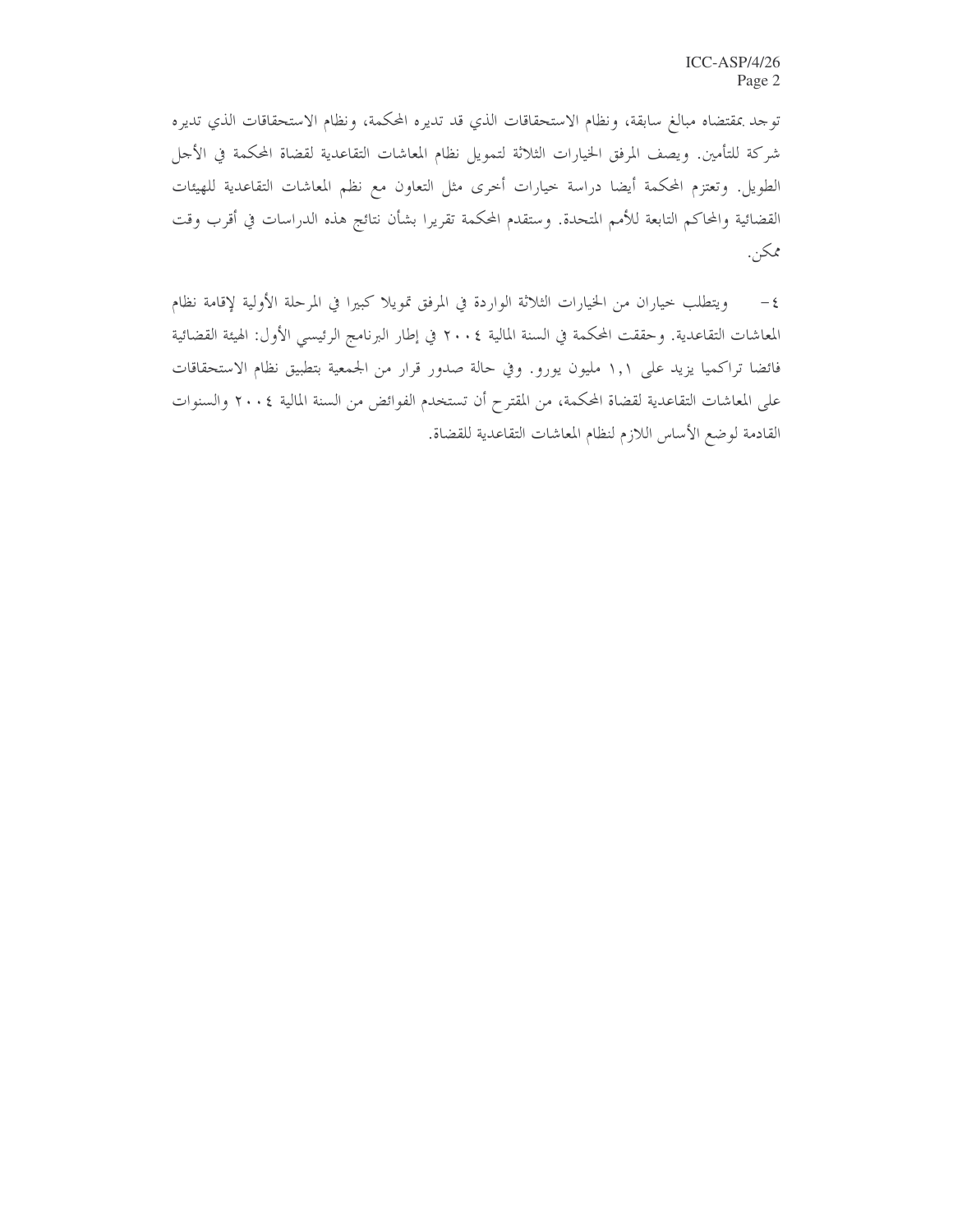توجد بمقتضاه مبالغ سابقة، ونظام الاستحقاقات الذي قد تديره المحكمة، ونظام الاستحقاقات الذي تديره شركة للتأمين. ويصف المرفق الخيارات الثلاثة لتمويل نظام المعاشات التقاعدية لقضاة المحكمة في الأجل الطويل. وتعتزم المحكمة أيضا دراسة خيارات أخرى مثل التعاون مع نظم المعاشات التقاعدية للهيئات القضائية والمحاكم التابعة للأمم المتحدة. وستقدم المحكمة تقريرا بشأن نتائج هذه الدراسات في أقرب وقت ممكن.

٤- ويتطلب خياران من الخيارات الثلاثة الواردة في المرفق تمويلا كبيرا في المرحلة الأولية لإقامة نظام المعاشات التقاعدية. وحققت المحكمة في السنة المالية ٢٠٠٤ في إطار البرنامج الرئيسي الأول: الهيئة القضائية فائضا تراكميا يزيد على ١,١ مليون يورو. وفي حالة صدور قرار من الجمعية بتطبيق نظام الاستحقاقات على المعاشات التقاعدية لقضاة المحكمة، من المقترح أن تستخدم الفوائض من السنة المالية ٢٠٠٤ والسنوات القادمة لوضع الأساس اللازم لنظام المعاشات التقاعدية للقضاة.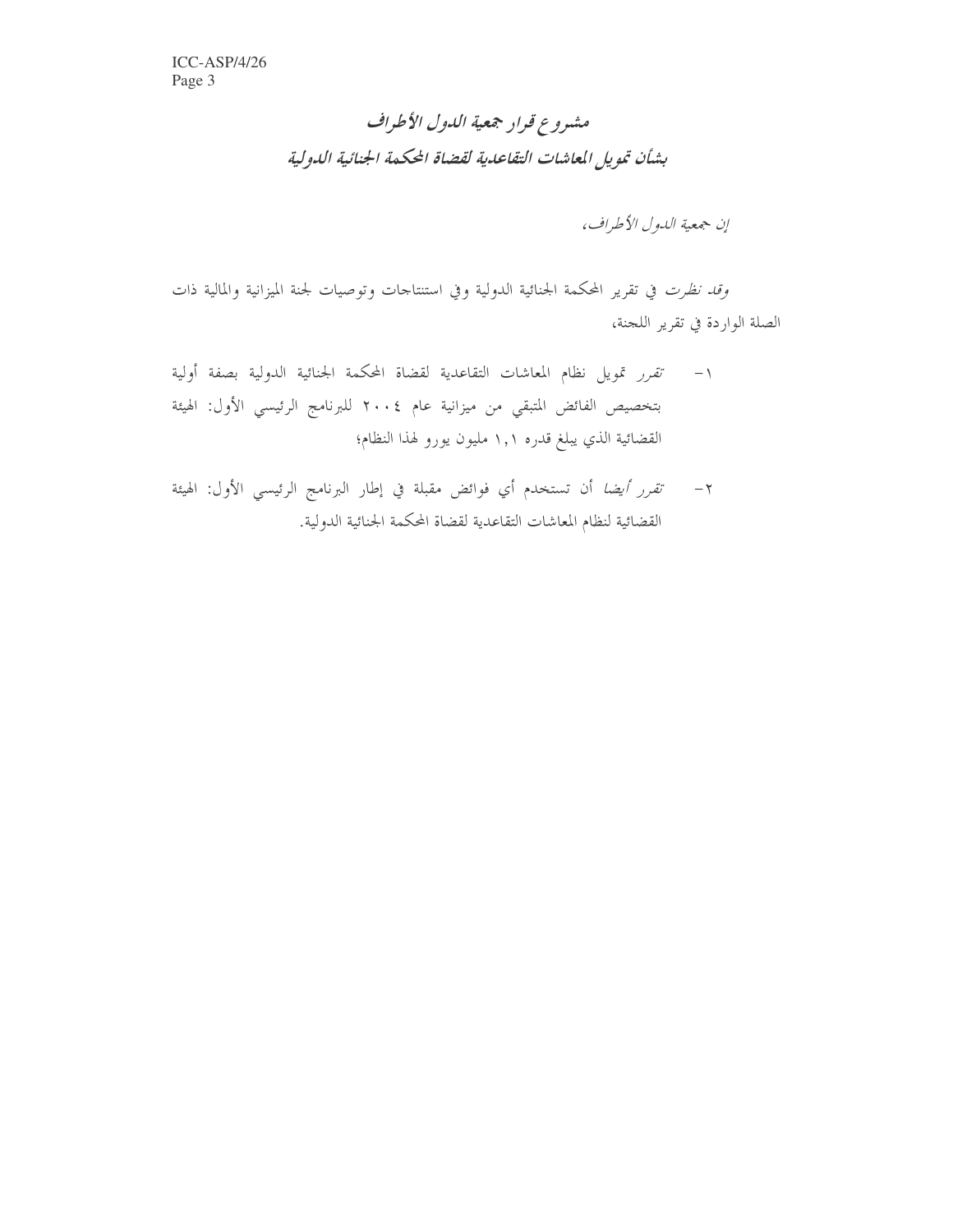## *مشروع قرار جمعية الدول الأطراف*
## *بشأن تمويل المعاشات التقاعدية لقضاة المحكمة الجنائية الدولية*

*إن جمعية الدول الأطراف،*

*وقد نظرت* في تقرير المحكمة الجنائية الدولية وفي استنتاجات وتوصيات لجنة الميزانية والمالية ذات الصلة الواردة في تقرير اللجنة،

١- *تقرر* تمويل نظام المعاشات التقاعدية لقضاة المحكمة الجنائية الدولية بصفة أولية بتخصيص الفائض المتبقي من ميزانية عام ٢٠٠٤ للبرنامج الرئيسي الأول: الهيئة القضائية الذي يبلغ قدره ١,١ مليون يورو لهذا النظام؛

٢- *تقرر أيضا* أن تستخدم أي فوائض مقبلة في إطار البرنامج الرئيسي الأول: الهيئة القضائية لنظام المعاشات التقاعدية لقضاة المحكمة الجنائية الدولية.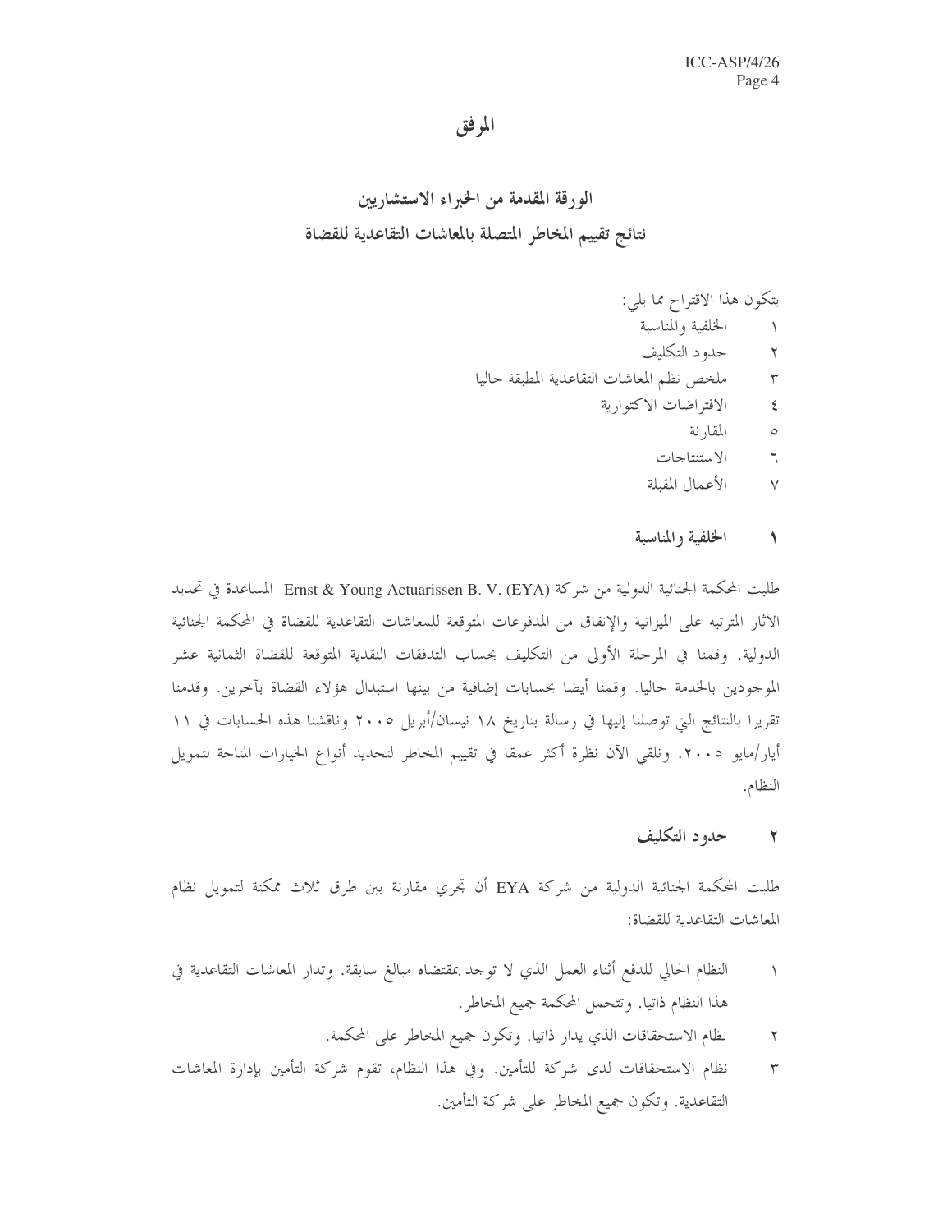# المرفق

## الورقة المقدمة من الخبراء الاستشاريين
## نتائج تقييم المخاطر المتصلة بالمعاشات التقاعدية للقضاة

يتكون هذا الاقتراح مما يلي:

١ الخلفية والمناسبة
٢ حدود التكليف
٣ ملخص نظم المعاشات التقاعدية المطبقة حاليا
٤ الافتراضات الاكتوارية
٥ المقارنة
٦ الاستنتاجات
٧ الأعمال المقبلة

### ١ الخلفية والمناسبة

طلبت المحكمة الجنائية الدولية من شركة Ernst & Young Actuarissen B. V. (EYA) المساعدة في تحديد الآثار المترتبه على الميزانية والإنفاق من المدفوعات المتوقعة للمعاشات التقاعدية للقضاة في المحكمة الجنائية الدولية. وقمنا في المرحلة الأولى من التكليف بحساب التدفقات النقدية المتوقعة للقضاة الثمانية عشر الموجودين بالخدمة حاليا. وقمنا أيضا بحسابات إضافية من بينها استبدال هؤلاء القضاة بآخرين. وقدمنا تقريرا بالنتائج التي توصلنا إليها في رسالة بتاريخ ١٨ نيسان/أبريل ٢٠٠٥ وناقشنا هذه الحسابات في ١١ أيار/مايو ٢٠٠٥. ونلقي الآن نظرة أكثر عمقا في تقييم المخاطر لتحديد أنواع الخيارات المتاحة لتمويل النظام.

### ٢ حدود التكليف

طلبت المحكمة الجنائية الدولية من شركة EYA أن تجري مقارنة بين طرق ثلاث ممكنة لتمويل نظام المعاشات التقاعدية للقضاة:

١ النظام الحالي للدفع أثناء العمل الذي لا توجد بمقتضاه مبالغ سابقة. وتدار المعاشات التقاعدية في هذا النظام ذاتيا. وتتحمل المحكمة جميع المخاطر.
٢ نظام الاستحقاقات الذي يدار ذاتيا. وتكون جميع المخاطر على المحكمة.
٣ نظام الاستحقاقات لدى شركة للتأمين. وفي هذا النظام، تقوم شركة التأمين بإدارة المعاشات التقاعدية. وتكون جميع المخاطر على شركة التأمين.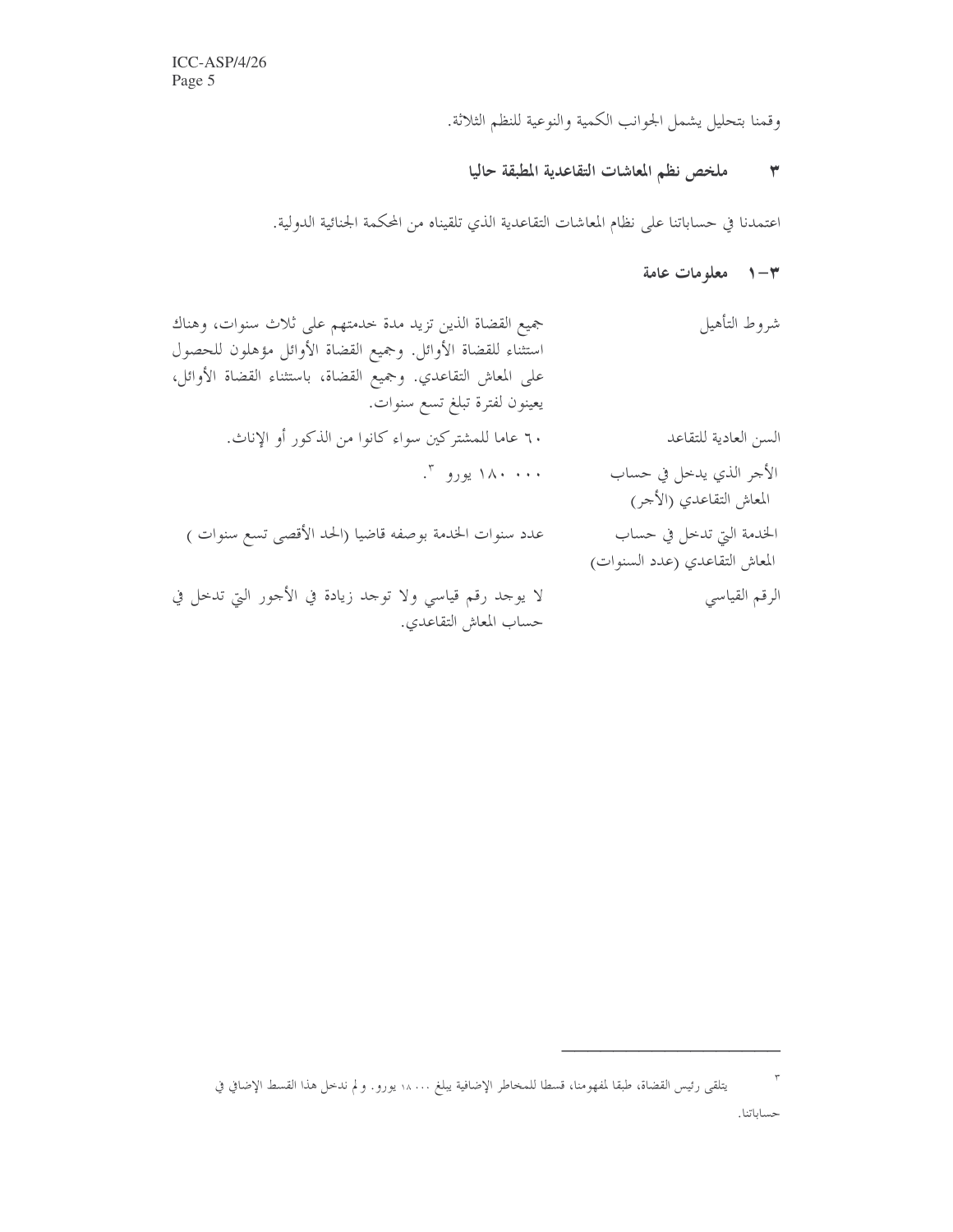وقمنا بتحليل يشمل الجوانب الكمية والنوعية للنظم الثلاثة.

## ٣ ملخص نظم المعاشات التقاعدية المطبقة حاليا

اعتمدنا في حساباتنا على نظام المعاشات التقاعدية الذي تلقيناه من المحكمة الجنائية الدولية.

### ٣-١ معلومات عامة

| | |
|---|---|
| شروط التأهيل | جميع القضاة الذين تزيد مدة خدمتهم على ثلاث سنوات، وهناك استثناء للقضاة الأوائل. وجميع القضاة الأوائل مؤهلون للحصول على المعاش التقاعدي. وجميع القضاة، باستثناء القضاة الأوائل، يعينون لفترة تبلغ تسع سنوات. |
| السن العادية للتقاعد | ٦٠ عاما للمشتركين سواء كانوا من الذكور أو الإناث. |
| الأجر الذي يدخل في حساب المعاش التقاعدي (الأجر) | ١٨٠ ٠٠٠ يورو [٣]. |
| الخدمة التي تدخل في حساب المعاش التقاعدي (عدد السنوات) | عدد سنوات الخدمة بوصفه قاضيا (الحد الأقصى تسع سنوات ) |
| الرقم القياسي | لا يوجد رقم قياسي ولا توجد زيادة في الأجور التي تدخل في حساب المعاش التقاعدي. |

---

[٣] يتلقى رئيس القضاة، طبقا لمفهومنا، قسطا للمخاطر الإضافية يبلغ ١٨ ٠٠٠ يورو. ولم ندخل هذا القسط الإضافي في حساباتنا.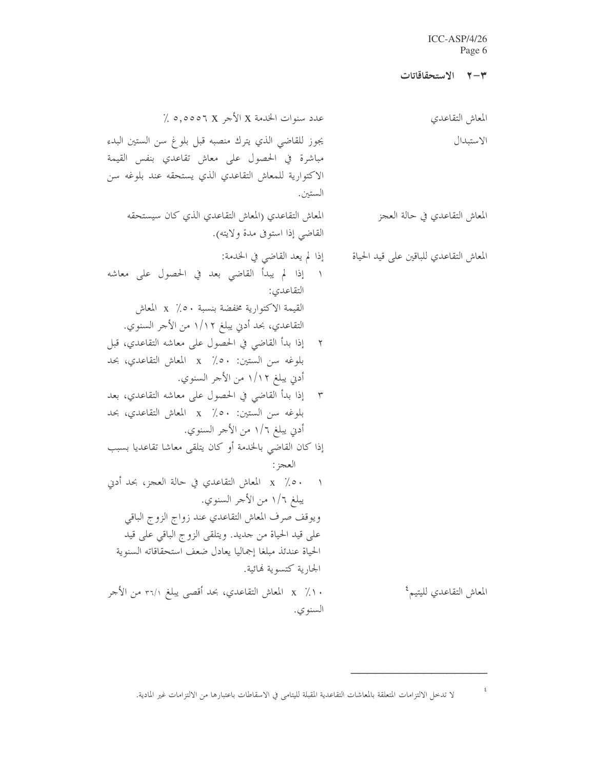## ٣-٢ الاستحقاقات

| | |
|---|---|
| المعاش التقاعدي | عدد سنوات الخدمة x الأجر x ٥,٥٥٥٦ ٪ |
| الاستبدال | يجوز للقاضي الذي يترك منصبه قبل بلوغ سن الستين البدء مباشرة في الحصول على معاش تقاعدي بنفس القيمة الاكتوارية للمعاش التقاعدي الذي يستحقه عند بلوغه سن الستين. |
| المعاش التقاعدي في حالة العجز | المعاش التقاعدي (المعاش التقاعدي الذي كان سيستحقه القاضي إذا استوفى مدة ولايته). |
| المعاش التقاعدي للباقين على قيد الحياة | إذا لم يعد القاضي في الخدمة:<br>١ إذا لم يبدأ القاضي بعد في الحصول على معاشه التقاعدي: القيمة الاكتوارية مخفضة بنسبة ٥٠٪ x المعاش التقاعدي، بحد أدنى يبلغ ١/١٢ من الأجر السنوي.<br>٢ إذا بدأ القاضي في الحصول على معاشه التقاعدي، قبل بلوغه سن الستين: ٥٠٪ x المعاش التقاعدي، بحد أدنى يبلغ ١/١٢ من الأجر السنوي.<br>٣ إذا بدأ القاضي في الحصول على معاشه التقاعدي، بعد بلوغه سن الستين: ٥٠٪ x المعاش التقاعدي، بحد أدنى يبلغ ١/٦ من الأجر السنوي.<br>إذا كان القاضي بالخدمة أو كان يتلقى معاشا تقاعديا بسبب العجز:<br>١ ٥٠٪ x المعاش التقاعدي في حالة العجز، بحد أدنى يبلغ ١/٦ من الأجر السنوي.<br>ويوقف صرف المعاش التقاعدي عند زواج الزوج الباقي على قيد الحياة من جديد. ويتلقى الزوج الباقي على قيد الحياة عندئذ مبلغا إجماليا يعادل ضعف استحقاقاته السنوية الجارية كتسوية نهائية. |
| المعاش التقاعدي لليتيم[٤] | ١٠٪ x المعاش التقاعدي، بحد أقصى يبلغ ١/٣٦ من الأجر السنوي. |

---

[٤] لا تدخل الالتزامات المتعلقة بالمعاشات التقاعدية المقبلة لليتامى في الاسقاطات باعتبارها من الالتزامات غير المادية.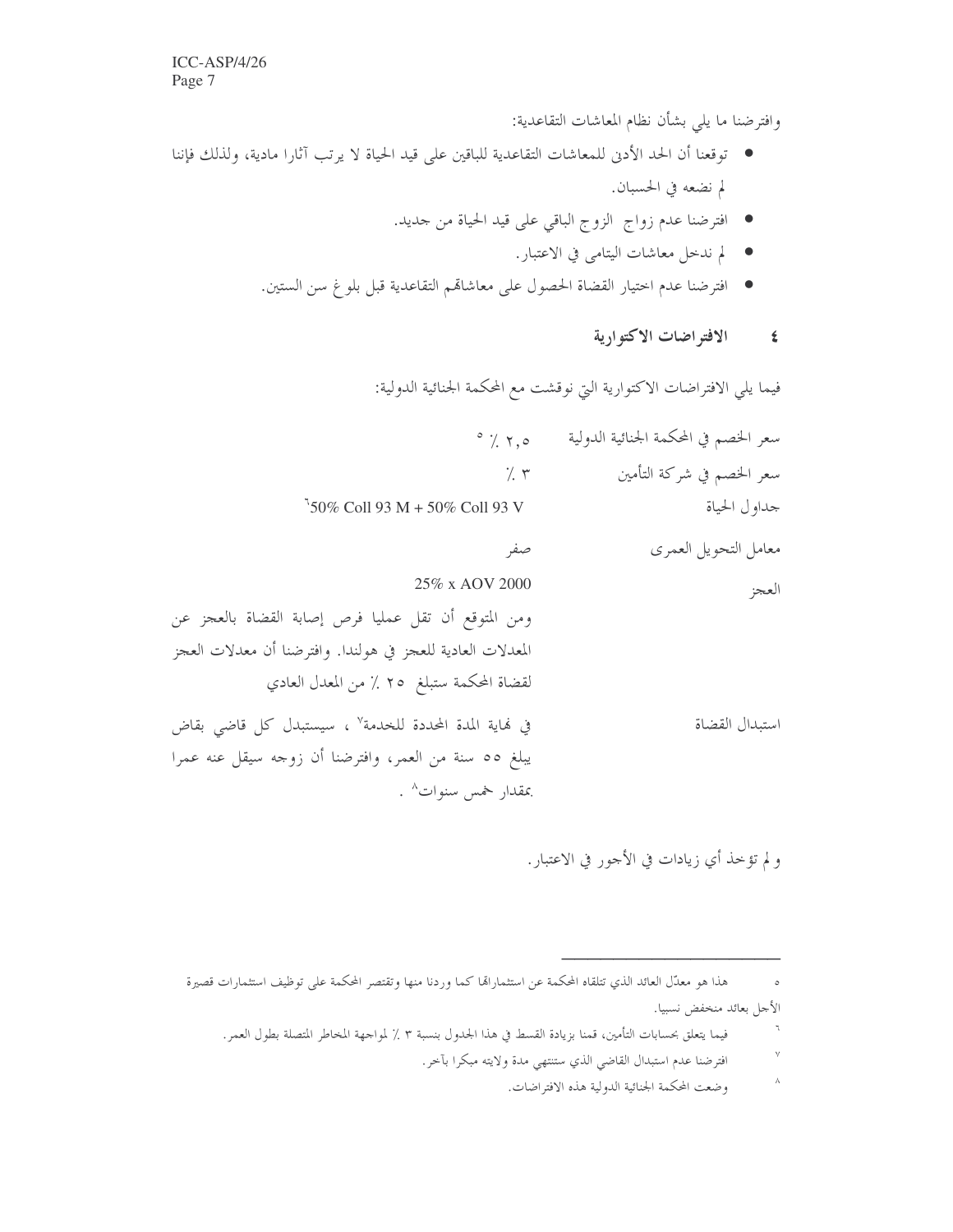وافترضنا ما يلي بشأن نظام المعاشات التقاعدية:

- توقعنا أن الحد الأدنى للمعاشات التقاعدية للباقين على قيد الحياة لا يرتب آثارا مادية، ولذلك فإننا لم نضعه في الحسبان.
- افترضنا عدم زواج الزوج الباقي على قيد الحياة من جديد.
- لم ندخل معاشات اليتامى في الاعتبار.
- افترضنا عدم اختيار القضاة الحصول على معاشاتهم التقاعدية قبل بلوغ سن الستين.

## ٤ الافتراضات الاكتوارية

فيما يلي الافتراضات الاكتوارية التي نوقشت مع المحكمة الجنائية الدولية:

| | |
|---|---|
| سعر الخصم في المحكمة الجنائية الدولية | ٢,٥ ٪ [٥] |
| سعر الخصم في شركة التأمين | ٣ ٪ |
| جداول الحياة | 50% Coll 93 M + 50% Coll 93 V [٦] |
| معامل التحويل العمرى | صفر |
| العجز | 25% x AOV 2000<br>ومن المتوقع أن تقل عمليا فرص إصابة القضاة بالعجز عن المعدلات العادية للعجز في هولندا. وافترضنا أن معدلات العجز لقضاة المحكمة ستبلغ ٢٥ ٪ من المعدل العادي |
| استبدال القضاة | في نهاية المدة المحددة للخدمة[٧] ، سيستبدل كل قاضي بقاض يبلغ ٥٥ سنة من العمر، وافترضنا أن زوجه سيقل عنه عمرا بمقدار خمس سنوات[٨] . |

و لم تؤخذ أي زيادات في الأجور في الاعتبار.

---

٥ هذا هو معدّل العائد الذي تتلقاه المحكمة عن استثماراتها كما وردنا منها وتقتصر المحكمة على توظيف استثمارات قصيرة الأجل بعائد منخفض نسبيا.

٦ فيما يتعلق بحسابات التأمين، قمنا بزيادة القسط في هذا الجدول بنسبة ٣ ٪ لمواجهة المخاطر المتصلة بطول العمر.

٧ افترضنا عدم استبدال القاضي الذي ستنتهي مدة ولايته مبكرا بآخر.

٨ وضعت المحكمة الجنائية الدولية هذه الافتراضات.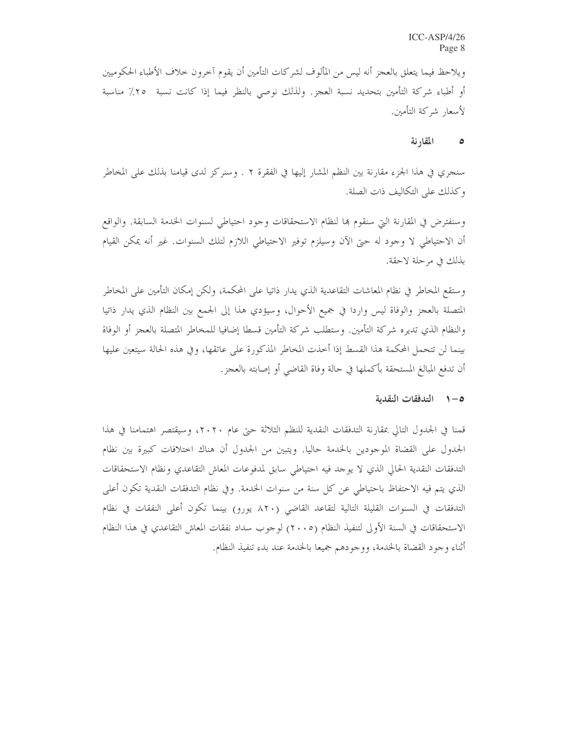ويلاحظ فيما يتعلق بالعجز أنه ليس من المألوف لشركات التأمين أن يقوم آخرون خلاف الأطباء الحكوميين أو أطباء شركة التأمين بتحديد نسبة العجز. ولذلك نوصي بالنظر فيما إذا كانت نسبة ٢٥٪ مناسبة لأسعار شركة التأمين.

## ٥ المقارنة

سنجري في هذا الجزء مقارنة بين النظم المشار إليها في الفقرة ٢ . وسنركز لدى قيامنا بذلك على المخاطر وكذلك على التكاليف ذات الصلة.

وسنفترض في المقارنة التي سنقوم بها لنظام الاستحقاقات وجود احتياطي لسنوات الخدمة السابقة. والواقع أن الاحتياطي لا وجود له حتى الآن وسيلزم توفير الاحتياطي اللازم لتلك السنوات. غير أنه يمكن القيام بذلك في مرحلة لاحقة.

وستقع المخاطر في نظام المعاشات التقاعدية الذي يدار ذاتيا على المحكمة، ولكن إمكان التأمين على المخاطر المتصلة بالعجز والوفاة ليس واردا في جميع الأحوال، وسيؤدي هذا إلى الجمع بين النظام الذي يدار ذاتيا والنظام الذي تديره شركة التأمين. وستطلب شركة التأمين قسطا إضافيا للمخاطر المتصلة بالعجز أو الوفاة بينما لن تتحمل المحكمة هذا القسط إذا أخذت المخاطر المذكورة على عاتقها، وفي هذه الحالة سيتعين عليها أن تدفع المبالغ المستحقة بأكملها في حالة وفاة القاضي أو إصابته بالعجز.

### ٥-١ التدفقات النقدية

قمنا في الجدول التالي بمقارنة التدفقات النقدية للنظم الثلاثة حتى عام ٢٠٢٠، وسيقتصر اهتمامنا في هذا الجدول على القضاة الموجودين بالخدمة حاليا. ويتبين من الجدول أن هناك اختلافات كبيرة بين نظام التدفقات النقدية الحالي الذي لا يوجد فيه احتياطي سابق لمدفوعات المعاش التقاعدي ونظام الاستحقاقات الذي يتم فيه الاحتفاظ باحتياطي عن كل سنة من سنوات الخدمة. وفي نظام التدفقات النقدية تكون أعلى التدفقات في السنوات القليلة التالية لتقاعد القاضي (٨٢٠ يورو) بينما تكون أعلى النفقات في نظام الاستحقاقات في السنة الأولى لتنفيذ النظام (٢٠٠٥) لوجوب سداد نفقات المعاش التقاعدي في هذا النظام أثناء وجود القضاة بالخدمة، ووجودهم جميعا بالخدمة عند بدء تنفيذ النظام.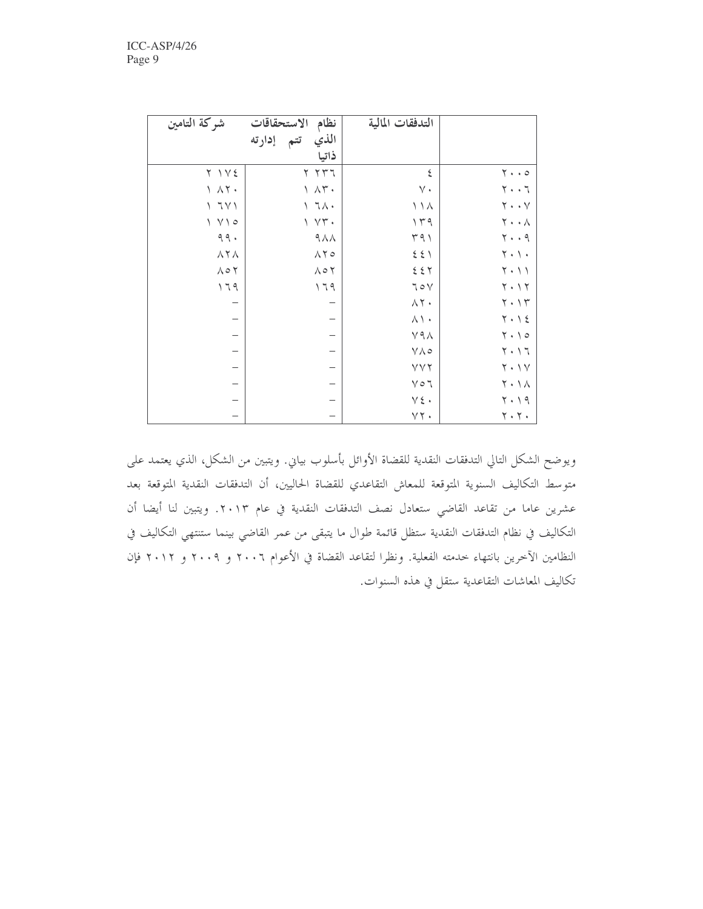| شركة التامين | نظام الاستحقاقات الذي تتم إدارته ذاتيا | التدفقات المالية | |
|---|---|---|---|
| ٢ ١٧٤ | ٢ ٢٣٦ | ٤ | ٢٠٠٥ |
| ١ ٨٢٠ | ١ ٨٣٠ | ٧٠ | ٢٠٠٦ |
| ١ ٦٧١ | ١ ٦٨٠ | ١١٨ | ٢٠٠٧ |
| ١ ٧١٥ | ١ ٧٣٠ | ١٣٩ | ٢٠٠٨ |
| ٩٩٠ | ٩٨٨ | ٣٩١ | ٢٠٠٩ |
| ٨٢٨ | ٨٢٥ | ٤٤١ | ٢٠١٠ |
| ٨٥٢ | ٨٥٢ | ٤٤٢ | ٢٠١١ |
| ١٦٩ | ١٦٩ | ٦٥٧ | ٢٠١٢ |
| – | – | ٨٢٠ | ٢٠١٣ |
| – | – | ٨١٠ | ٢٠١٤ |
| – | – | ٧٩٨ | ٢٠١٥ |
| – | – | ٧٨٥ | ٢٠١٦ |
| – | – | ٧٧٢ | ٢٠١٧ |
| – | – | ٧٥٦ | ٢٠١٨ |
| – | – | ٧٤٠ | ٢٠١٩ |
| – | – | ٧٢٠ | ٢٠٢٠ |

ويوضح الشكل التالي التدفقات النقدية للقضاة الأوائل بأسلوب بياني. ويتبين من الشكل، الذي يعتمد على متوسط التكاليف السنوية المتوقعة للمعاش التقاعدي للقضاة الحاليين، أن التدفقات النقدية المتوقعة بعد عشرين عاما من تقاعد القاضي ستعادل نصف التدفقات النقدية في عام ٢٠١٣. ويتبين لنا أيضا أن التكاليف في نظام التدفقات النقدية ستظل قائمة طوال ما يتبقى من عمر القاضي بينما ستنتهي التكاليف في النظامين الآخرين بانتهاء خدمته الفعلية. ونظرا لتقاعد القضاة في الأعوام ٢٠٠٦ و ٢٠٠٩ و ٢٠١٢ فإن تكاليف المعاشات التقاعدية ستقل في هذه السنوات.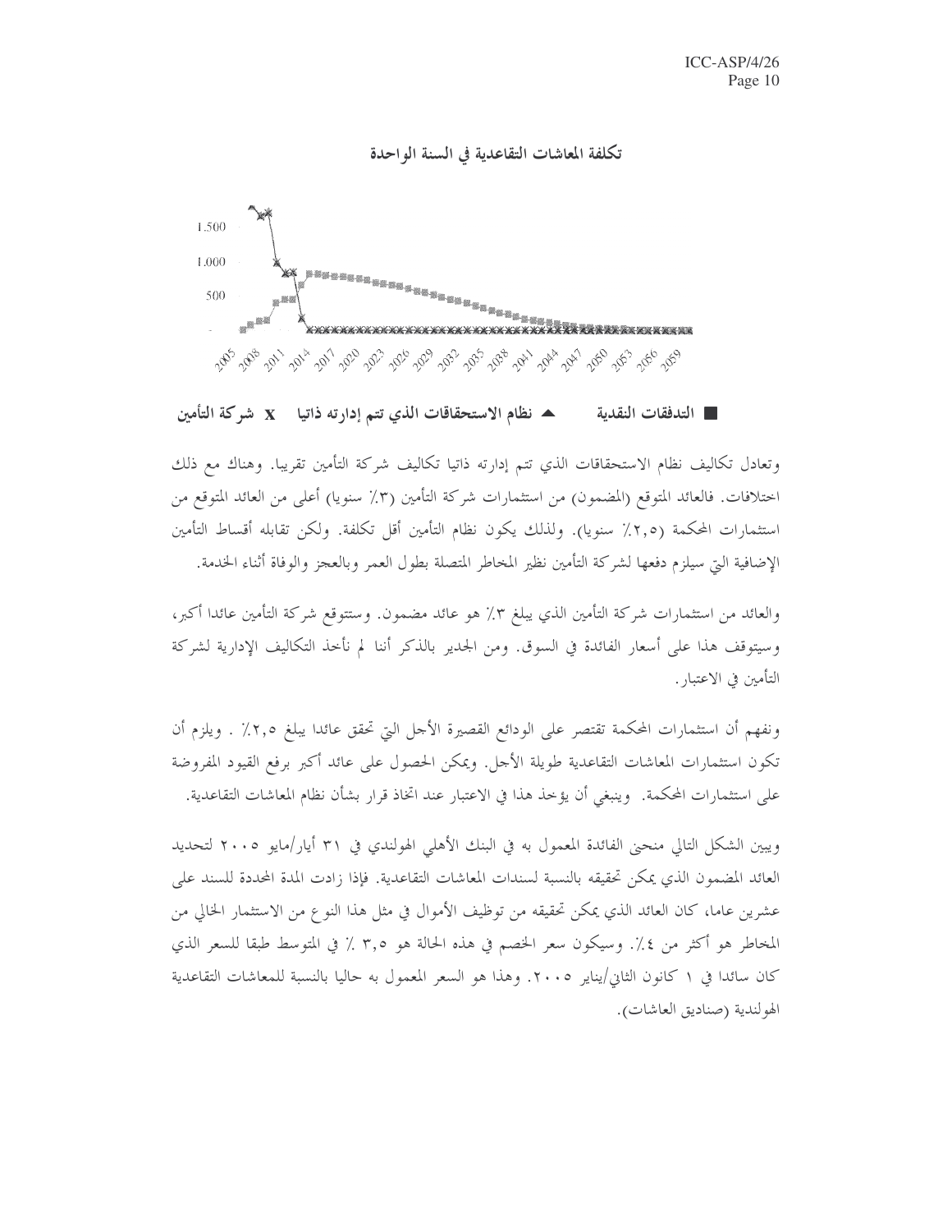### تكلفة المعاشات التقاعدية في السنة الواحدة

■ التدفقات النقدية ▲ نظام الاستحقاقات الذي تتم إدارته ذاتيا x شركة التأمين

وتعادل تكاليف نظام الاستحقاقات الذي تتم إدارته ذاتيا تكاليف شركة التأمين تقريبا. وهناك مع ذلك اختلافات. فالعائد المتوقع (المضمون) من استثمارات شركة التأمين (٣٪ سنويا) أعلى من العائد المتوقع من استثمارات المحكمة (٢,٥٪ سنويا). ولذلك يكون نظام التأمين أقل تكلفة. ولكن تقابله أقساط التأمين الإضافية التي سيلزم دفعها لشركة التأمين نظير المخاطر المتصلة بطول العمر وبالعجز والوفاة أثناء الخدمة.

والعائد من استثمارات شركة التأمين الذي يبلغ ٣٪ هو عائد مضمون. وستتوقع شركة التأمين عائدا أكبر، وسيتوقف هذا على أسعار الفائدة في السوق. ومن الجدير بالذكر أننا لم نأخذ التكاليف الإدارية لشركة التأمين في الاعتبار.

ونفهم أن استثمارات المحكمة تقتصر على الودائع القصيرة الأجل التي تحقق عائدا يبلغ ٢,٥٪ . ويلزم أن تكون استثمارات المعاشات التقاعدية طويلة الأجل. ويمكن الحصول على عائد أكبر برفع القيود المفروضة على استثمارات المحكمة. وينبغي أن يؤخذ هذا في الاعتبار عند اتخاذ قرار بشأن نظام المعاشات التقاعدية.

ويبين الشكل التالي منحنى الفائدة المعمول به في البنك الأهلي الهولندي في ٣١ أيار/مايو ٢٠٠٥ لتحديد العائد المضمون الذي يمكن تحقيقه بالنسبة لسندات المعاشات التقاعدية. فإذا زادت المدة المحددة للسند على عشرين عاما، كان العائد الذي يمكن تحقيقه من توظيف الأموال في مثل هذا النوع من الاستثمار الخالي من المخاطر هو أكثر من ٤٪. وسيكون سعر الخصم في هذه الحالة هو ٣,٥ ٪ في المتوسط طبقا للسعر الذي كان سائدا في ١ كانون الثاني/يناير ٢٠٠٥. وهذا هو السعر المعمول به حاليا بالنسبة للمعاشات التقاعدية الهولندية (صناديق المعاشات).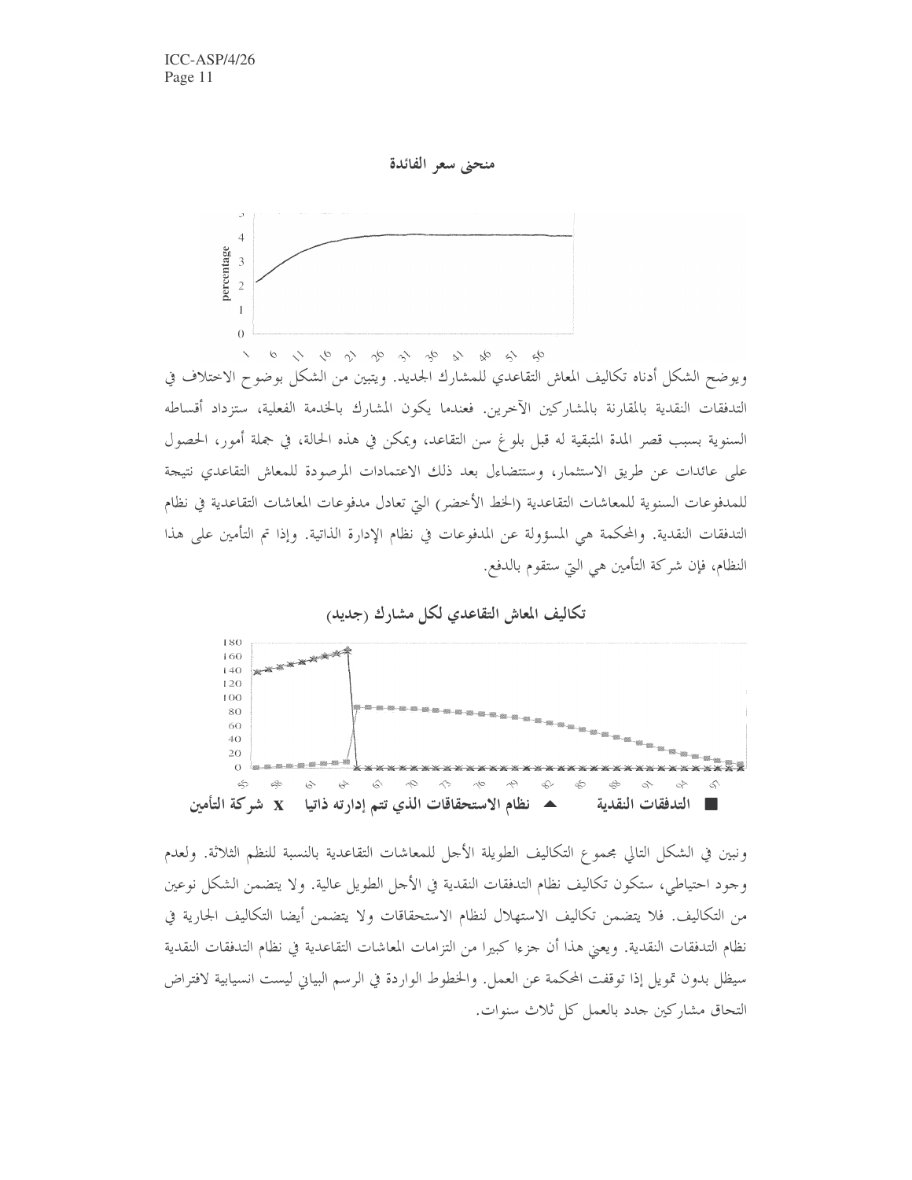منحنى سعر الفائدة

ويوضح الشكل أدناه تكاليف المعاش التقاعدي للمشارك الجديد. ويتبين من الشكل بوضوح الاختلاف في التدفقات النقدية بالمقارنة بالمشاركين الآخرين. فعندما يكون المشارك بالخدمة الفعلية، ستزداد أقساطه السنوية بسبب قصر المدة المتبقية له قبل بلوغ سن التقاعد، ويمكن في هذه الحالة، في جملة أمور، الحصول على عائدات عن طريق الاستثمار، وستتضاءل بعد ذلك الاعتمادات المرصودة للمعاش التقاعدي نتيجة للمدفوعات السنوية للمعاشات التقاعدية (الخط الأخضر) التي تعادل مدفوعات المعاشات التقاعدية في نظام التدفقات النقدية. والمحكمة هي المسؤولة عن المدفوعات في نظام الإدارة الذاتية. وإذا تم التأمين على هذا النظام، فإن شركة التأمين هي التي ستقوم بالدفع.

تكاليف المعاش التقاعدي لكل مشارك (جديد)

■ التدفقات النقدية ▲ نظام الاستحقاقات الذي تتم إدارته ذاتيا x شركة التأمين

ونبين في الشكل التالي مجموع التكاليف الطويلة الأجل للمعاشات التقاعدية بالنسبة للنظم الثلاثة. ولعدم وجود احتياطي، ستكون تكاليف نظام التدفقات النقدية في الأجل الطويل عالية. ولا يتضمن الشكل نوعين من التكاليف. فلا يتضمن تكاليف الاستهلال لنظام الاستحقاقات ولا يتضمن أيضا التكاليف الجارية في نظام التدفقات النقدية. ويعني هذا أن جزءا كبيرا من التزامات المعاشات التقاعدية في نظام التدفقات النقدية سيظل بدون تمويل إذا توقفت المحكمة عن العمل. والخطوط الواردة في الرسم البياني ليست انسيابية لافتراض التحاق مشاركين جدد بالعمل كل ثلاث سنوات.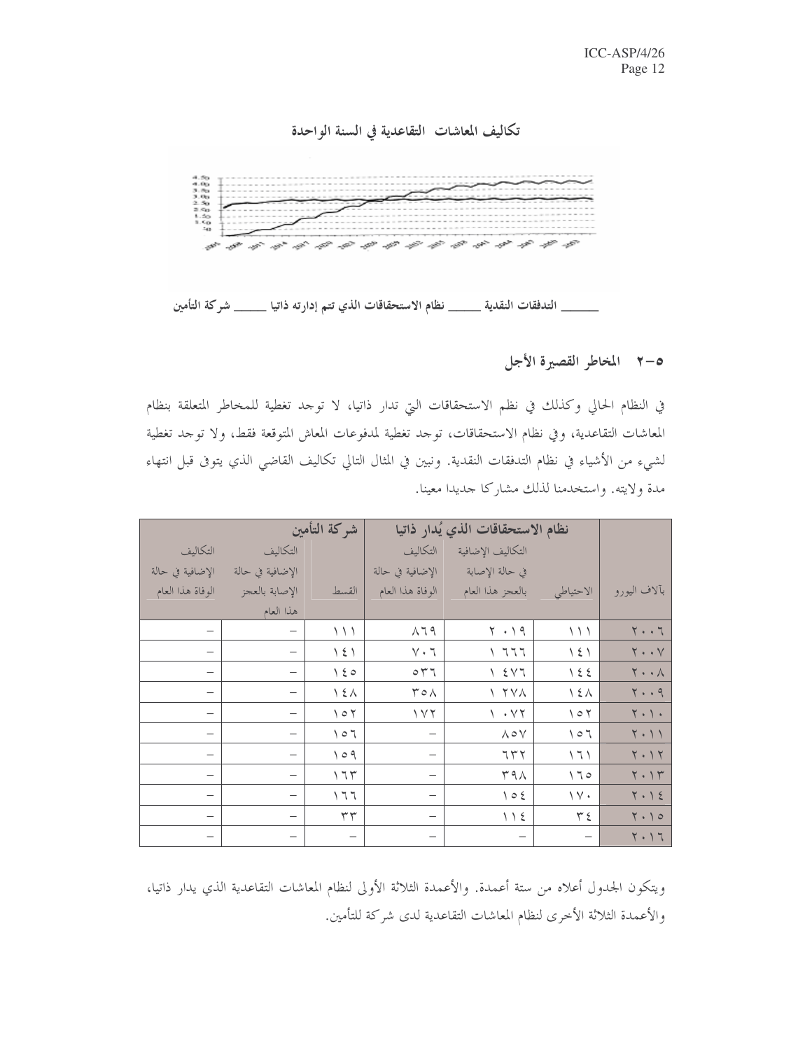### تكاليف المعاشات التقاعدية في السنة الواحدة

_____ التدفقات النقدية _____ نظام الاستحقاقات الذي تتم إدارته ذاتيا _____ شركة التأمين

## ٥-٢ المخاطر القصيرة الأجل

في النظام الحالي وكذلك في نظم الاستحقاقات التي تدار ذاتيا، لا توجد تغطية للمخاطر المتعلقة بنظام المعاشات التقاعدية، وفي نظام الاستحقاقات، توجد تغطية لمدفوعات المعاش المتوقعة فقط، ولا توجد تغطية لشيء من الأشياء في نظام التدفقات النقدية. ونبين في المثال التالي تكاليف القاضي الذي يتوفى قبل انتهاء مدة ولايته. واستخدمنا لذلك مشاركا جديدا معينا.

| بآلاف اليورو | نظام الاستحقاقات الذي يُدار ذاتيا | | | شركة التأمين | | |
|---|---|---|---|---|---|---|
| | الاحتياطي | التكاليف الإضافية في حالة الإصابة بالعجز هذا العام | التكاليف الإضافية في حالة الوفاة هذا العام | القسط | التكاليف الإضافية في حالة الإصابة بالعجز هذا العام | التكاليف الإضافية في حالة الوفاة هذا العام |
| ٢٠٠٦ | ١١١ | ٢ ٠١٩ | ٨٦٩ | ١١١ | – | – |
| ٢٠٠٧ | ١٤١ | ١ ٦٦٦ | ٧٠٦ | ١٤١ | – | – |
| ٢٠٠٨ | ١٤٤ | ١ ٤٧٦ | ٥٣٦ | ١٤٥ | – | – |
| ٢٠٠٩ | ١٤٨ | ١ ٢٧٨ | ٣٥٨ | ١٤٨ | – | – |
| ٢٠١٠ | ١٥٢ | ١ ٠٧٢ | ١٧٢ | ١٥٢ | – | – |
| ٢٠١١ | ١٥٦ | ٨٥٧ | – | ١٥٦ | – | – |
| ٢٠١٢ | ١٦١ | ٦٣٢ | – | ١٥٩ | – | – |
| ٢٠١٣ | ١٦٥ | ٣٩٨ | – | ١٦٣ | – | – |
| ٢٠١٤ | ١٧٠ | ١٥٤ | – | ١٦٦ | – | – |
| ٢٠١٥ | ٣٤ | ١١٤ | – | ٣٣ | – | – |
| ٢٠١٦ | – | – | – | – | – | – |

ويتكون الجدول أعلاه من ستة أعمدة. والأعمدة الثلاثة الأولى لنظام المعاشات التقاعدية الذي يدار ذاتيا، والأعمدة الثلاثة الأخرى لنظام المعاشات التقاعدية لدى شركة للتأمين.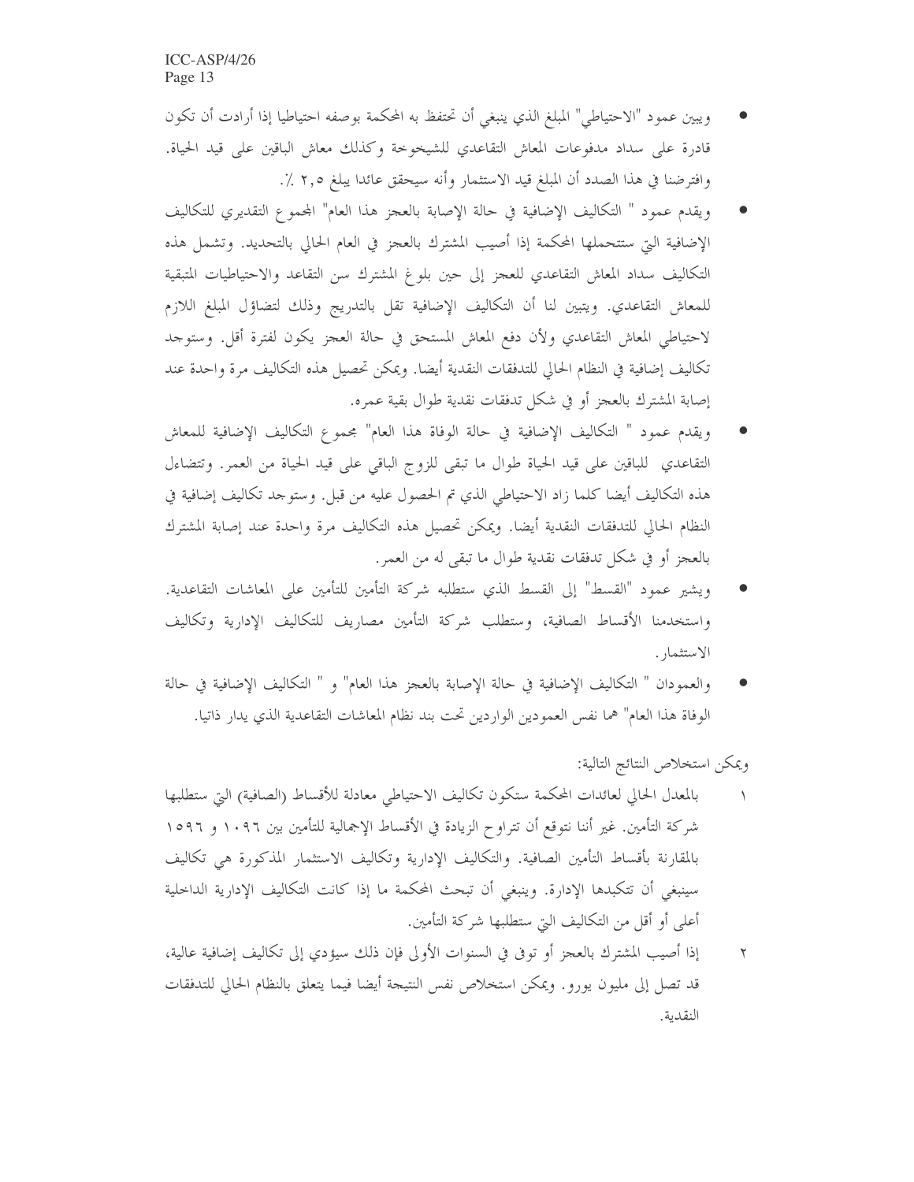- ويبين عمود "الاحتياطي" المبلغ الذي ينبغي أن تحتفظ به المحكمة بوصفه احتياطيا إذا أرادت أن تكون قادرة على سداد مدفوعات المعاش التقاعدي للشيخوخة وكذلك معاش الباقين على قيد الحياة. وافترضنا في هذا الصدد أن المبلغ قيد الاستثمار وأنه سيحقق عائدا يبلغ ٢,٥ ٪.
- ويقدم عمود " التكاليف الإضافية في حالة الإصابة بالعجز هذا العام" المجموع التقديري للتكاليف الإضافية التي ستتحملها المحكمة إذا أصيب المشترك بالعجز في العام الحالي بالتحديد. وتشمل هذه التكاليف سداد المعاش التقاعدي للعجز إلى حين بلوغ المشترك سن التقاعد والاحتياطيات المتبقية للمعاش التقاعدي. ويتبين لنا أن التكاليف الإضافية تقل بالتدريج وذلك لتضاؤل المبلغ اللازم لاحتياطي المعاش التقاعدي ولأن دفع المعاش المستحق في حالة العجز يكون لفترة أقل. وستوجد تكاليف إضافية في النظام الحالي للتدفقات النقدية أيضا. ويمكن تحصيل هذه التكاليف مرة واحدة عند إصابة المشترك بالعجز أو في شكل تدفقات نقدية طوال بقية عمره.
- ويقدم عمود " التكاليف الإضافية في حالة الوفاة هذا العام" مجموع التكاليف الإضافية للمعاش التقاعدي للباقين على قيد الحياة طوال ما تبقى للزوج الباقي على قيد الحياة من العمر. وتتضاءل هذه التكاليف أيضا كلما زاد الاحتياطي الذي تم الحصول عليه من قبل. وستوجد تكاليف إضافية في النظام الحالي للتدفقات النقدية أيضا. ويمكن تحصيل هذه التكاليف مرة واحدة عند إصابة المشترك بالعجز أو في شكل تدفقات نقدية طوال ما تبقى له من العمر.
- ويشير عمود "القسط" إلى القسط الذي ستطلبه شركة التأمين للتأمين على المعاشات التقاعدية. واستخدمنا الأقساط الصافية، وستطلب شركة التأمين مصاريف للتكاليف الإدارية وتكاليف الاستثمار.
- والعمودان " التكاليف الإضافية في حالة الإصابة بالعجز هذا العام" و " التكاليف الإضافية في حالة الوفاة هذا العام" هما نفس العمودين الواردين تحت بند نظام المعاشات التقاعدية الذي يدار ذاتيا.

ويمكن استخلاص النتائج التالية:

١ بالمعدل الحالي لعائدات المحكمة ستكون تكاليف الاحتياطي معادلة للأقساط (الصافية) التي ستطلبها شركة التأمين. غير أننا نتوقع أن تتراوح الزيادة في الأقساط الإجمالية للتأمين بين ١٠٩٦ و ١٥٩٦ بالمقارنة بأقساط التأمين الصافية. والتكاليف الإدارية وتكاليف الاستثمار المذكورة هي تكاليف سينبغي أن تتكبدها الإدارة. وينبغي أن تبحث المحكمة ما إذا كانت التكاليف الإدارية الداخلية أعلى أو أقل من التكاليف التي ستطلبها شركة التأمين.

٢ إذا أصيب المشترك بالعجز أو توفى في السنوات الأولى فإن ذلك سيؤدي إلى تكاليف إضافية عالية، قد تصل إلى مليون يورو. ويمكن استخلاص نفس النتيجة أيضا فيما يتعلق بالنظام الحالي للتدفقات النقدية.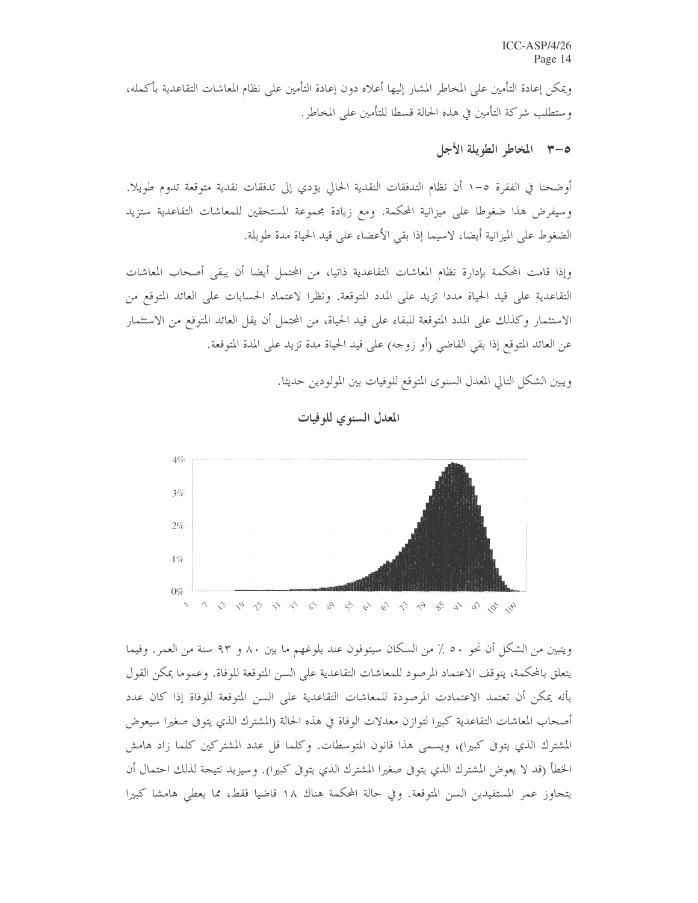ويمكن إعادة التأمين على المخاطر المشار إليها أعلاه دون إعادة التأمين على نظام المعاشات التقاعدية بأكمله، وستطلب شركة التأمين في هذه الحالة قسطا للتأمين على المخاطر.

## ٥-٣ المخاطر الطويلة الأجل

أوضحنا في الفقرة ٥-١ أن نظام التدفقات النقدية الحالي يؤدي إلى تدفقات نقدية متوقعة تدوم طويلا. وسيفرض هذا ضغوطا على ميزانية المحكمة. ومع زيادة مجموعة المستحقين للمعاشات التقاعدية ستزيد الضغوط على الميزانية أيضا، لاسيما إذا بقي الأعضاء على قيد الحياة مدة طويلة.

وإذا قامت المحكمة بإدارة نظام المعاشات التقاعدية ذاتيا، من المحتمل أيضا أن يبقى أصحاب المعاشات التقاعدية على قيد الحياة مددا تزيد على المدد المتوقعة. ونظرا لاعتماد الحسابات على العائد المتوقع من الاستثمار وكذلك على المدد المتوقعة للبقاء على قيد الحياة، من المحتمل أن يقل العائد المتوقع من الاستثمار عن العائد المتوقع إذا بقي القاضي (أو زوجه) على قيد الحياة مدة تزيد على المدة المتوقعة.

ويبين الشكل التالي المعدل السنوي المتوقع للوفيات بين المولودين حديثا.

**المعدل السنوي للوفيات**

ويتبين من الشكل أن نحو ٥٠ ٪ من السكان سيتوفون عند بلوغهم ما بين ٨٠ و ٩٣ سنة من العمر. وفيما يتعلق بالمحكمة، يتوقف الاعتماد المرصود للمعاشات التقاعدية على السن المتوقعة للوفاة. وعموما يمكن القول بأنه يمكن أن تعتمد الاعتمادت المرصودة للمعاشات التقاعدية على السن المتوقعة للوفاة إذا كان عدد أصحاب المعاشات التقاعدية كبيرا لتوازن معدلات الوفاة في هذه الحالة (المشترك الذي يتوفى صغيرا سيعوض المشترك الذي يتوفى كبيرا)، ويسمى هذا قانون المتوسطات. وكلما قل عدد المشتركين كلما زاد هامش الخطأ (قد لا يعوض المشترك الذي يتوفى صغيرا المشترك الذي يتوفى كبيرا). وسيزيد نتيجة لذلك احتمال أن يتجاوز عمر المستفيدين السن المتوقعة. وفي حالة المحكمة هناك ١٨ قاضيا فقط، مما يعطي هامشا كبيرا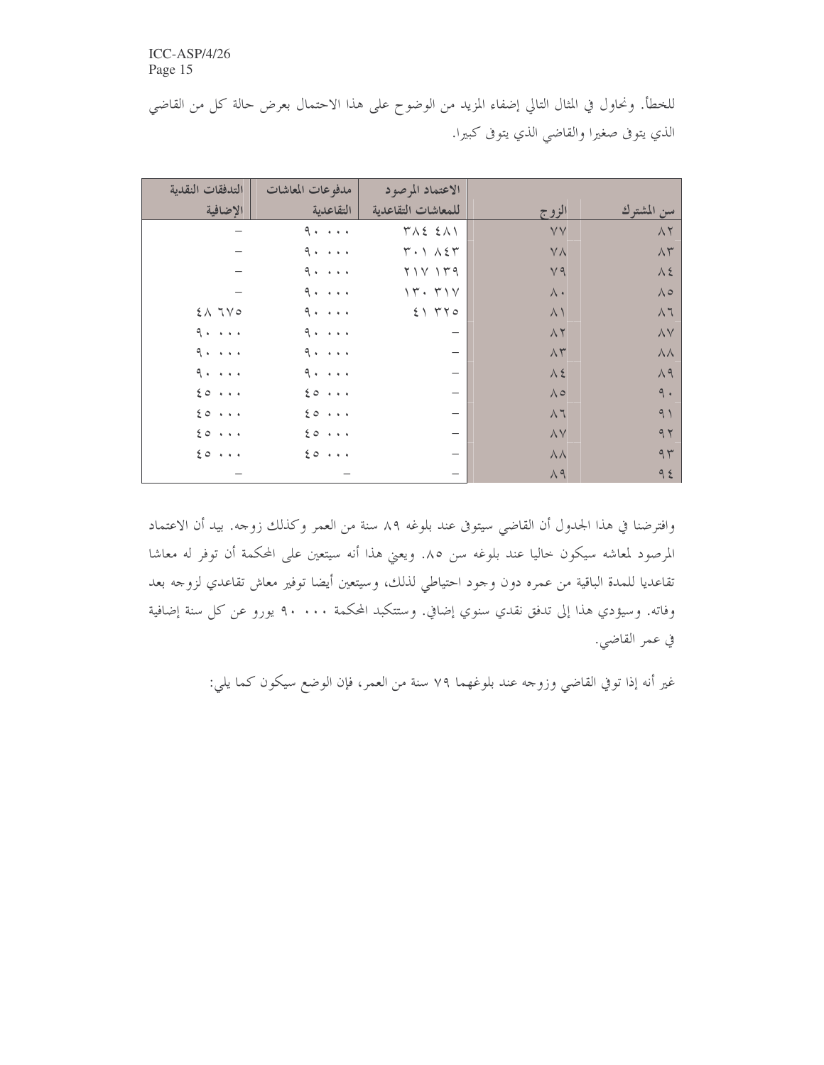للخطأ. ونحاول في المثال التالي إضفاء المزيد من الوضوح على هذا الاحتمال بعرض حالة كل من القاضي الذي يتوفى صغيرا والقاضي الذي يتوفى كبيرا.

| سن المشترك | الزوج | الاعتماد المرصود للمعاشات التقاعدية | مدفوعات المعاشات التقاعدية | التدفقات النقدية الإضافية |
|---|---|---|---|---|
| ٨٢ | ٧٧ | ٣٨٤ ٤٨١ | ٩٠ ٠٠٠ | – |
| ٨٣ | ٧٨ | ٣٠١ ٨٤٣ | ٩٠ ٠٠٠ | – |
| ٨٤ | ٧٩ | ٢١٧ ١٣٩ | ٩٠ ٠٠٠ | – |
| ٨٥ | ٨٠ | ١٣٠ ٣١٧ | ٩٠ ٠٠٠ | – |
| ٨٦ | ٨١ | ٤١ ٣٢٥ | ٩٠ ٠٠٠ | ٤٨ ٦٧٥ |
| ٨٧ | ٨٢ | – | ٩٠ ٠٠٠ | ٩٠ ٠٠٠ |
| ٨٨ | ٨٣ | – | ٩٠ ٠٠٠ | ٩٠ ٠٠٠ |
| ٨٩ | ٨٤ | – | ٩٠ ٠٠٠ | ٩٠ ٠٠٠ |
| ٩٠ | ٨٥ | – | ٤٥ ٠٠٠ | ٤٥ ٠٠٠ |
| ٩١ | ٨٦ | – | ٤٥ ٠٠٠ | ٤٥ ٠٠٠ |
| ٩٢ | ٨٧ | – | ٤٥ ٠٠٠ | ٤٥ ٠٠٠ |
| ٩٣ | ٨٨ | – | ٤٥ ٠٠٠ | ٤٥ ٠٠٠ |
| ٩٤ | ٨٩ | – | – | – |

وافترضنا في هذا الجدول أن القاضي سيتوفى عند بلوغه ٨٩ سنة من العمر وكذلك زوجه. بيد أن الاعتماد المرصود لمعاشه سيكون خاليا عند بلوغه سن ٨٥. ويعني هذا أنه سيتعين على المحكمة أن توفر له معاشا تقاعديا للمدة الباقية من عمره دون وجود احتياطي لذلك، وسيتعين أيضا توفير معاش تقاعدي لزوجه بعد وفاته. وسيؤدي هذا إلى تدفق نقدي سنوي إضافي. وستتكبد المحكمة ٩٠ ٠٠٠ يورو عن كل سنة إضافية في عمر القاضي.

غير أنه إذا توفي القاضي وزوجه عند بلوغهما ٧٩ سنة من العمر، فإن الوضع سيكون كما يلي: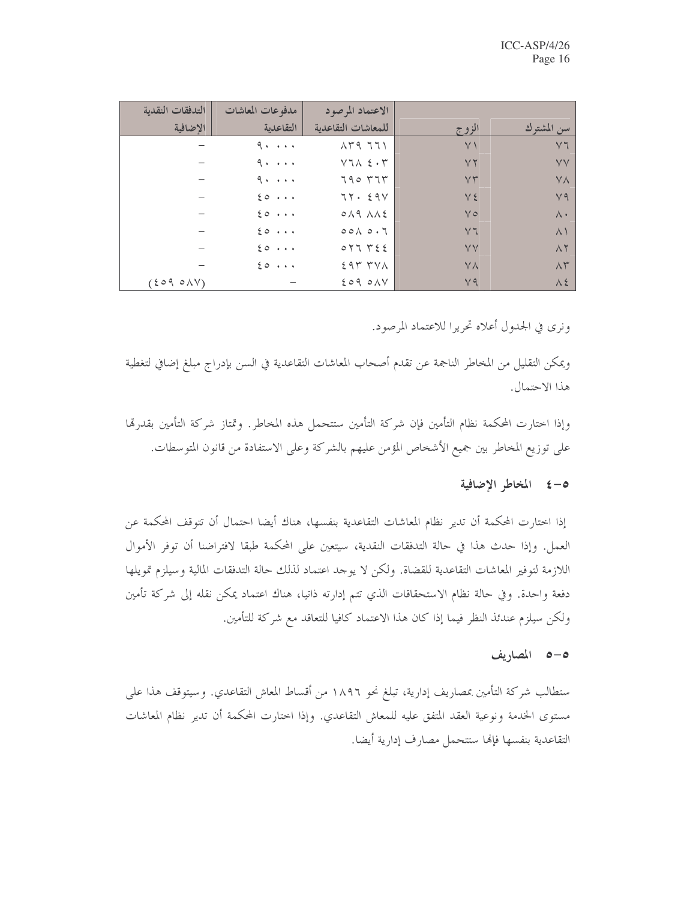| سن المشترك | الزوج | الاعتماد المرصود للمعاشات التقاعدية | مدفوعات المعاشات التقاعدية | التدفقات النقدية الإضافية |
|---|---|---|---|---|
| ٧٦ | ٧١ | ٨٣٩ ٦٦١ | ٩٠ ٠٠٠ | – |
| ٧٧ | ٧٢ | ٧٦٨ ٤٠٣ | ٩٠ ٠٠٠ | – |
| ٧٨ | ٧٣ | ٦٩٥ ٣٦٣ | ٩٠ ٠٠٠ | – |
| ٧٩ | ٧٤ | ٦٢٠ ٤٩٧ | ٤٥ ٠٠٠ | – |
| ٨٠ | ٧٥ | ٥٨٩ ٨٨٤ | ٤٥ ٠٠٠ | – |
| ٨١ | ٧٦ | ٥٥٨ ٥٠٦ | ٤٥ ٠٠٠ | – |
| ٨٢ | ٧٧ | ٥٢٦ ٣٤٤ | ٤٥ ٠٠٠ | – |
| ٨٣ | ٧٨ | ٤٩٣ ٣٧٨ | ٤٥ ٠٠٠ | – |
| ٨٤ | ٧٩ | ٤٥٩ ٥٨٧ | – | (٤٥٩ ٥٨٧) |

ونرى في الجدول أعلاه تحريرا للاعتماد المرصود.

ويمكن التقليل من المخاطر الناجمة عن تقدم أصحاب المعاشات التقاعدية في السن بإدراج مبلغ إضافي لتغطية هذا الاحتمال.

وإذا اختارت المحكمة نظام التأمين فإن شركة التأمين ستتحمل هذه المخاطر. وتمتاز شركة التأمين بقدرتها على توزيع المخاطر بين جميع الأشخاص المؤمن عليهم بالشركة وعلى الاستفادة من قانون المتوسطات.

### ٥-٤ المخاطر الإضافية

إذا اختارت المحكمة أن تدير نظام المعاشات التقاعدية بنفسها، هناك أيضا احتمال أن تتوقف المحكمة عن العمل. وإذا حدث هذا في حالة التدفقات النقدية، سيتعين على المحكمة طبقا لافتراضنا أن توفر الأموال اللازمة لتوفير المعاشات التقاعدية للقضاة. ولكن لا يوجد اعتماد لذلك حالة التدفقات المالية وسيلزم تمويلها دفعة واحدة. وفي حالة نظام الاستحقاقات الذي تتم إدارته ذاتيا، هناك اعتماد يمكن نقله إلى شركة تأمين ولكن سيلزم عندئذ النظر فيما إذا كان هذا الاعتماد كافيا للتعاقد مع شركة للتأمين.

### ٥-٥ المصاريف

ستطالب شركة التأمين بمصاريف إدارية، تبلغ نحو ١٨٩٦ من أقساط المعاش التقاعدي. وسيتوقف هذا على مستوى الخدمة ونوعية العقد المتفق عليه للمعاش التقاعدي. وإذا اختارت المحكمة أن تدير نظام المعاشات التقاعدية بنفسها فإنها ستتحمل مصارف إدارية أيضا.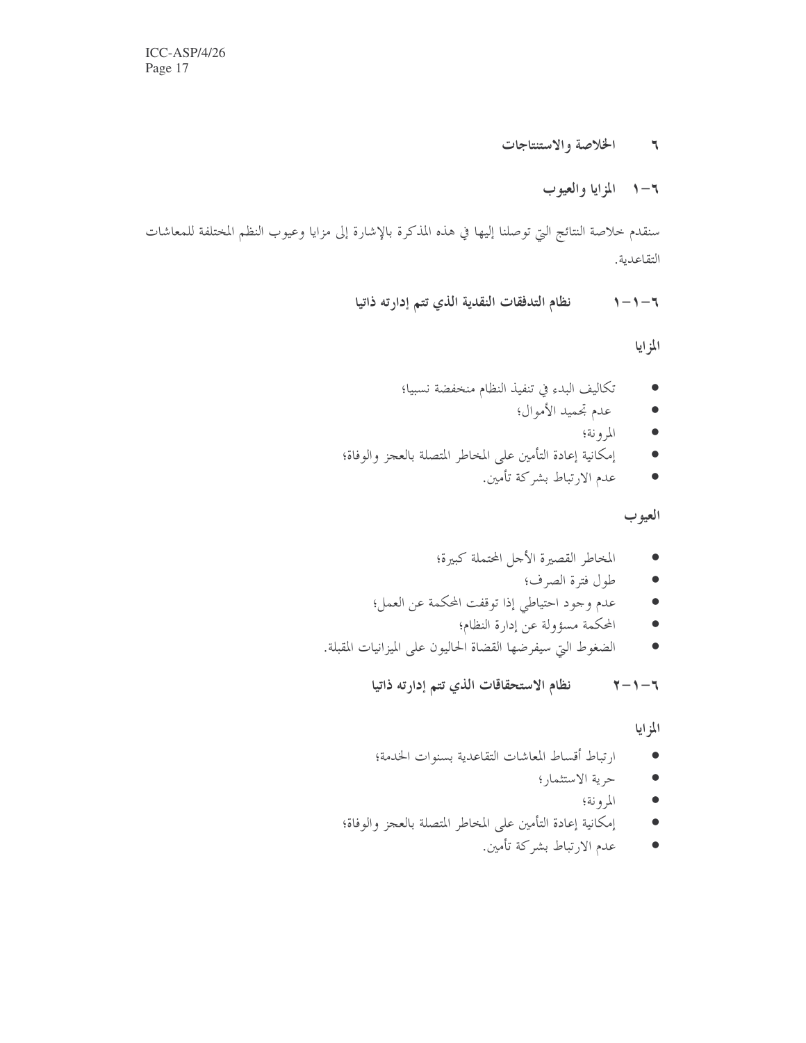# ٦ الخلاصة والاستنتاجات

## ٦-١ المزايا والعيوب

سنقدم خلاصة النتائج التي توصلنا إليها في هذه المذكرة بالإشارة إلى مزايا وعيوب النظم المختلفة للمعاشات التقاعدية.

### ٦-١-١ نظام التدفقات النقدية الذي تتم إدارته ذاتيا

**المزايا**

- تكاليف البدء في تنفيذ النظام منخفضة نسبيا؛
- عدم تجميد الأموال؛
- المرونة؛
- إمكانية إعادة التأمين على المخاطر المتصلة بالعجز والوفاة؛
- عدم الارتباط بشركة تأمين.

**العيوب**

- المخاطر القصيرة الأجل المحتملة كبيرة؛
- طول فترة الصرف؛
- عدم وجود احتياطي إذا توقفت المحكمة عن العمل؛
- المحكمة مسؤولة عن إدارة النظام؛
- الضغوط التي سيفرضها القضاة الحاليون على الميزانيات المقبلة.

### ٦-١-٢ نظام الاستحقاقات الذي تتم إدارته ذاتيا

**المزايا**

- ارتباط أقساط المعاشات التقاعدية بسنوات الخدمة؛
- حرية الاستثمار؛
- المرونة؛
- إمكانية إعادة التأمين على المخاطر المتصلة بالعجز والوفاة؛
- عدم الارتباط بشركة تأمين.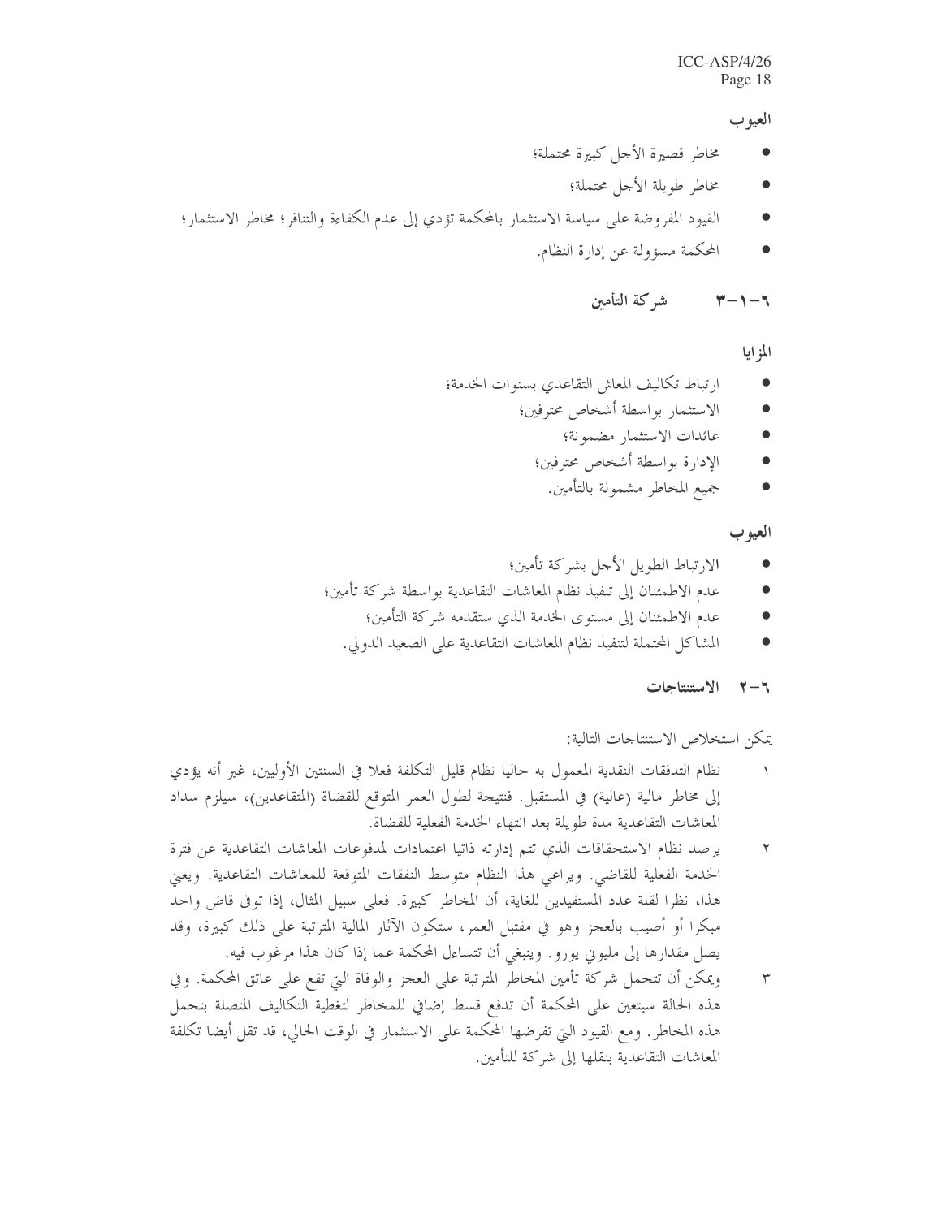**العيوب**

- مخاطر قصيرة الأجل كبيرة محتملة؛
- مخاطر طويلة الأجل محتملة؛
- القيود المفروضة على سياسة الاستثمار بالمحكمة تؤدي إلى عدم الكفاءة والتنافر؛ مخاطر الاستثمار؛
- المحكمة مسؤولة عن إدارة النظام.

### ٦-١-٣ شركة التأمين

**المزايا**

- ارتباط تكاليف المعاش التقاعدي بسنوات الخدمة؛
- الاستثمار بواسطة أشخاص محترفين؛
- عائدات الاستثمار مضمونة؛
- الإدارة بواسطة أشخاص محترفين؛
- جميع المخاطر مشمولة بالتأمين.

**العيوب**

- الارتباط الطويل الأجل بشركة تأمين؛
- عدم الاطمئنان إلى تنفيذ نظام المعاشات التقاعدية بواسطة شركة تأمين؛
- عدم الاطمئنان إلى مستوى الخدمة الذي ستقدمه شركة التأمين؛
- المشاكل المحتملة لتنفيذ نظام المعاشات التقاعدية على الصعيد الدولي.

## ٦-٢ الاستنتاجات

يمكن استخلاص الاستنتاجات التالية:

١ نظام التدفقات النقدية المعمول به حاليا نظام قليل التكلفة فعلا في السنتين الأوليين، غير أنه يؤدي إلى مخاطر مالية (عالية) في المستقبل. فنتيجة لطول العمر المتوقع للقضاة (المتقاعدين)، سيلزم سداد المعاشات التقاعدية مدة طويلة بعد انتهاء الخدمة الفعلية للقضاة.

٢ يرصد نظام الاستحقاقات الذي تتم إدارته ذاتيا اعتمادات لمدفوعات المعاشات التقاعدية عن فترة الخدمة الفعلية للقاضي. ويراعي هذا النظام متوسط النفقات المتوقعة للمعاشات التقاعدية. ويعني هذا، نظرا لقلة عدد المستفيدين للغاية، أن المخاطر كبيرة. فعلى سبيل المثال، إذا توفى قاض واحد مبكرا أو أصيب بالعجز وهو في مقتبل العمر، ستكون الآثار المالية المترتبة على ذلك كبيرة، وقد يصل مقدارها إلى مليوني يورو. وينبغي أن تتساءل المحكمة عما إذا كان هذا مرغوب فيه.

٣ ويمكن أن تتحمل شركة تأمين المخاطر المترتبة على العجز والوفاة التي تقع على عاتق المحكمة. وفي هذه الحالة سيتعين على المحكمة أن تدفع قسط إضافي للمخاطر لتغطية التكاليف المتصلة بتحمل هذه المخاطر. ومع القيود التي تفرضها المحكمة على الاستثمار في الوقت الحالي، قد تقل أيضا تكلفة المعاشات التقاعدية بنقلها إلى شركة للتأمين.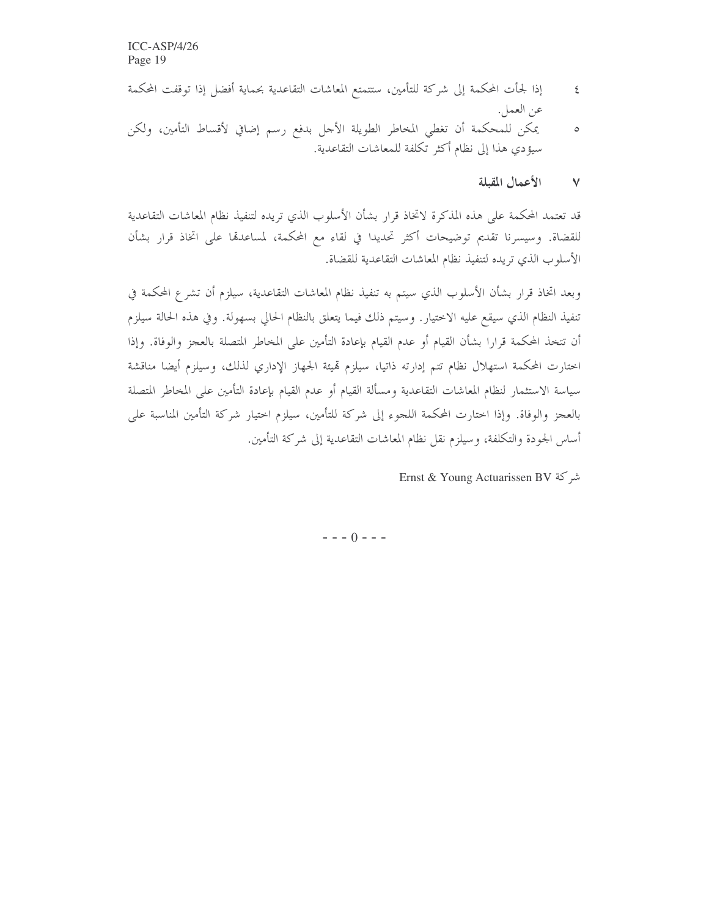٤ إذا لجأت المحكمة إلى شركة للتأمين، ستتمتع المعاشات التقاعدية بحماية أفضل إذا توقفت المحكمة عن العمل.

٥ يمكن للمحكمة أن تغطي المخاطر الطويلة الأجل بدفع رسم إضافي لأقساط التأمين، ولكن سيؤدي هذا إلى نظام أكثر تكلفة للمعاشات التقاعدية.

## ٧ الأعمال المقبلة

قد تعتمد المحكمة على هذه المذكرة لاتخاذ قرار بشأن الأسلوب الذي تريده لتنفيذ نظام المعاشات التقاعدية للقضاة. وسيسرنا تقديم توضيحات أكثر تحديدا في لقاء مع المحكمة، لمساعدتها على اتخاذ قرار بشأن الأسلوب الذي تريده لتنفيذ نظام المعاشات التقاعدية للقضاة.

وبعد اتخاذ قرار بشأن الأسلوب الذي سيتم به تنفيذ نظام المعاشات التقاعدية، سيلزم أن تشرع المحكمة في تنفيذ النظام الذي سيقع عليه الاختيار. وسيتم ذلك فيما يتعلق بالنظام الحالي بسهولة. وفي هذه الحالة سيلزم أن تتخذ المحكمة قرارا بشأن القيام أو عدم القيام بإعادة التأمين على المخاطر المتصلة بالعجز والوفاة. وإذا اختارت المحكمة استهلال نظام تتم إدارته ذاتيا، سيلزم تهيئة الجهاز الإداري لذلك، وسيلزم أيضا مناقشة سياسة الاستثمار لنظام المعاشات التقاعدية ومسألة القيام أو عدم القيام بإعادة التأمين على المخاطر المتصلة بالعجز والوفاة. وإذا اختارت المحكمة اللجوء إلى شركة للتأمين، سيلزم اختيار شركة التأمين المناسبة على أساس الجودة والتكلفة، وسيلزم نقل نظام المعاشات التقاعدية إلى شركة التأمين.

شركة Ernst & Young Actuarissen BV

- - - 0 - - -